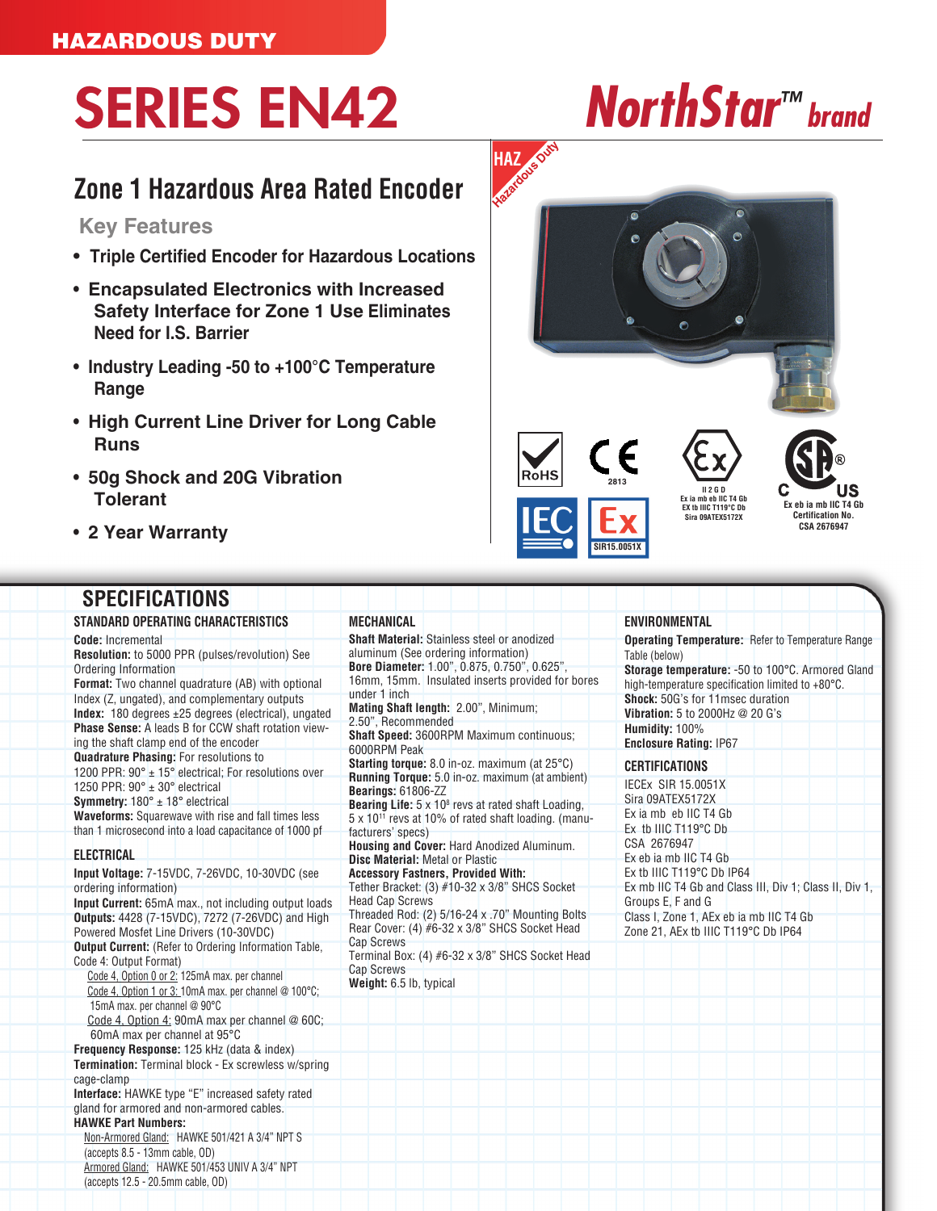HAZARDOUS DUTY

# SERIES EN42

NorthStar™ brand

## Zone 1 Hazardous Area Rated Encoder

### Key Features

- Triple Certified Encoder for Hazardous Locations
- Encapsulated Electronics with Increased Safety Interface for Zone 1 Use Eliminates Need for I.S. Barrier
- Industry Leading -50 to +100°C Temperature Range
- High Current Line Driver for Long Cable Runs
- 50g Shock and 20G Vibration Tolerant
- 2 Year Warranty

RoHS

CE 2813

II 2 G D
Ex ia mb eb IIC T4 Gb
EX tb IIIC T119°C Db
Sira 09ATEX5172X

C US
Ex eb ia mb IIC T4 Gb
Certification No.
CSA 2676947

IEC Ex SIR15.0051X

## SPECIFICATIONS

### STANDARD OPERATING CHARACTERISTICS

**Code:** Incremental
**Resolution:** to 5000 PPR (pulses/revolution) See Ordering Information
**Format:** Two channel quadrature (AB) with optional Index (Z, ungated), and complementary outputs
**Index:** 180 degrees ±25 degrees (electrical), ungated
**Phase Sense:** A leads B for CCW shaft rotation viewing the shaft clamp end of the encoder
**Quadrature Phasing:** For resolutions to 1200 PPR: 90° ± 15° electrical; For resolutions over 1250 PPR: 90° ± 30° electrical
**Symmetry:** 180° ± 18° electrical
**Waveforms:** Squarewave with rise and fall times less than 1 microsecond into a load capacitance of 1000 pf

### ELECTRICAL

**Input Voltage:** 7-15VDC, 7-26VDC, 10-30VDC (see ordering information)
**Input Current:** 65mA max., not including output loads
**Outputs:** 4428 (7-15VDC), 7272 (7-26VDC) and High Powered Mosfet Line Drivers (10-30VDC)
**Output Current:** (Refer to Ordering Information Table, Code 4: Output Format)
Code 4, Option 0 or 2: 125mA max. per channel
Code 4, Option 1 or 3: 10mA max. per channel @ 100°C; 15mA max. per channel @ 90°C
Code 4, Option 4: 90mA max per channel @ 60C; 60mA max per channel at 95°C
**Frequency Response:** 125 kHz (data & index)
**Termination:** Terminal block - Ex screwless w/spring cage-clamp
**Interface:** HAWKE type "E" increased safety rated gland for armored and non-armored cables.
**HAWKE Part Numbers:**
Non-Armored Gland: HAWKE 501/421 A 3/4" NPT S (accepts 8.5 - 13mm cable, OD)
Armored Gland: HAWKE 501/453 UNIV A 3/4" NPT (accepts 12.5 - 20.5mm cable, OD)

### MECHANICAL

**Shaft Material:** Stainless steel or anodized aluminum (See ordering information)
**Bore Diameter:** 1.00", 0.875, 0.750", 0.625", 16mm, 15mm. Insulated inserts provided for bores under 1 inch
**Mating Shaft length:** 2.00", Minimum; 2.50", Recommended
**Shaft Speed:** 3600RPM Maximum continuous; 6000RPM Peak
**Starting torque:** 8.0 in-oz. maximum (at 25°C)
**Running Torque:** 5.0 in-oz. maximum (at ambient)
**Bearings:** 61806-ZZ
**Bearing Life:** 5 x $10^8$ revs at rated shaft Loading, 5 x $10^{11}$ revs at 10% of rated shaft loading. (manufacturers' specs)
**Housing and Cover:** Hard Anodized Aluminum.
**Disc Material:** Metal or Plastic
**Accessory Fastners, Provided With:**
Tether Bracket: (3) #10-32 x 3/8" SHCS Socket Head Cap Screws
Threaded Rod: (2) 5/16-24 x .70" Mounting Bolts
Rear Cover: (4) #6-32 x 3/8" SHCS Socket Head Cap Screws
Terminal Box: (4) #6-32 x 3/8" SHCS Socket Head Cap Screws
**Weight:** 6.5 lb, typical

### ENVIRONMENTAL

**Operating Temperature:** Refer to Temperature Range Table (below)
**Storage temperature:** -50 to 100°C. Armored Gland high-temperature specification limited to +80°C.
**Shock:** 50G's for 11msec duration
**Vibration:** 5 to 2000Hz @ 20 G's
**Humidity:** 100%
**Enclosure Rating:** IP67

### CERTIFICATIONS

IECEx SIR 15.0051X
Sira 09ATEX5172X
Ex ia mb eb IIC T4 Gb
Ex tb IIIC T119°C Db
CSA 2676947
Ex eb ia mb IIC T4 Gb
Ex tb IIIC T119°C Db IP64
Ex mb IIC T4 Gb and Class III, Div 1; Class II, Div 1, Groups E, F and G
Class I, Zone 1, AEx eb ia mb IIC T4 Gb
Zone 21, AEx tb IIIC T119°C Db IP64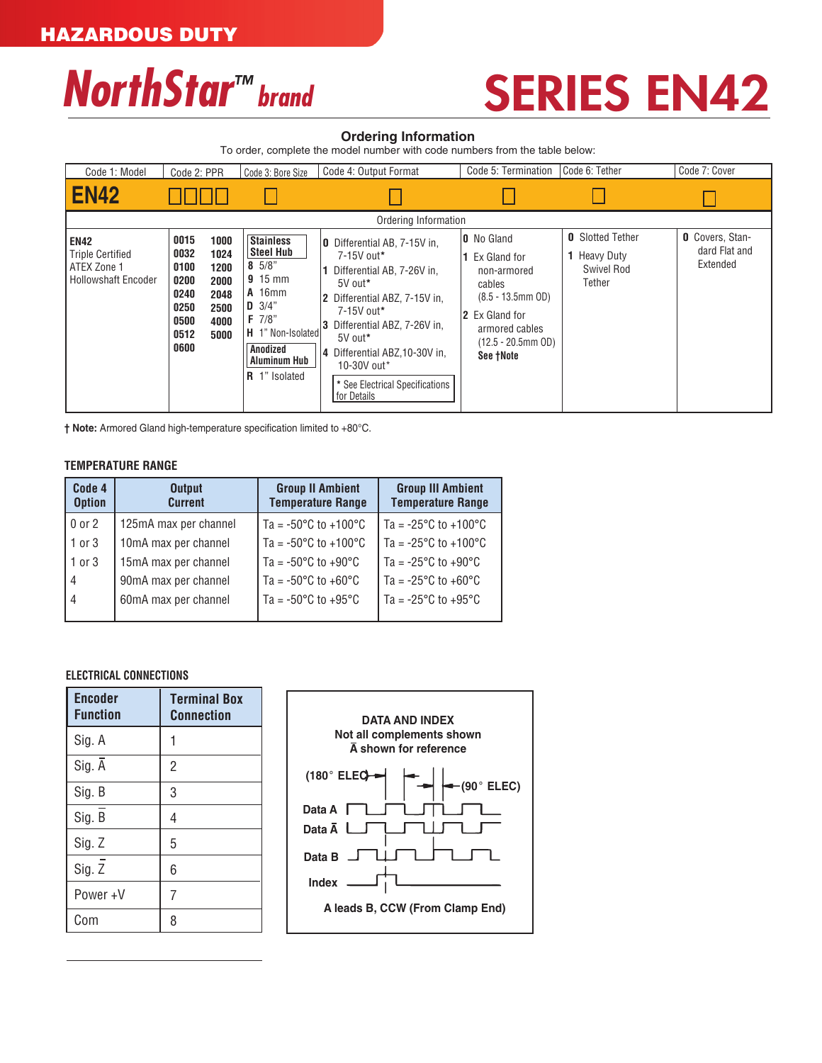HAZARDOUS DUTY

# NorthStar™ brand

# SERIES EN42

## Ordering Information

To order, complete the model number with code numbers from the table below:

| Code 1: Model | Code 2: PPR | Code 3: Bore Size | Code 4: Output Format | Code 5: Termination | Code 6: Tether | Code 7: Cover |
|---|---|---|---|---|---|---|
| **EN42** | ☐☐☐☐ | ☐ | ☐ | ☐ | ☐ | ☐ |

**Ordering Information**

| Code 1: Model | Code 2: PPR | Code 3: Bore Size | Code 4: Output Format | Code 5: Termination | Code 6: Tether | Code 7: Cover |
|---|---|---|---|---|---|---|
| **EN42** Triple Certified ATEX Zone 1 Hollowshaft Encoder | **0015** **0032** **0100** **0200** **0240** **0250** **0500** **0512** **0600** **1000** **1024** **1200** **2000** **2048** **2500** **4000** **5000** | **Stainless Steel Hub** **8** 5/8" **9** 15 mm **A** 16mm **D** 3/4" **F** 7/8" **H** 1" Non-Isolated **Anodized Aluminum Hub** **R** 1" Isolated | **0** Differential AB, 7-15V in, 7-15V out* **1** Differential AB, 7-26V in, 5V out* **2** Differential ABZ, 7-15V in, 7-15V out* **3** Differential ABZ, 7-26V in, 5V out* **4** Differential ABZ,10-30V in, 10-30V out* (* See Electrical Specifications for Details) | **0** No Gland **1** Ex Gland for non-armored cables (8.5 - 13.5mm OD) **2** Ex Gland for armored cables (12.5 - 20.5mm OD) **See †Note** | **0** Slotted Tether **1** Heavy Duty Swivel Rod Tether | **0** Covers, Standard Flat and Extended |

**† Note:** Armored Gland high-temperature specification limited to +80°C.

### TEMPERATURE RANGE

| Code 4 Option | Output Current | Group II Ambient Temperature Range | Group III Ambient Temperature Range |
|---|---|---|---|
| 0 or 2 | 125mA max per channel | Ta = -50°C to +100°C | Ta = -25°C to +100°C |
| 1 or 3 | 10mA max per channel | Ta = -50°C to +100°C | Ta = -25°C to +100°C |
| 1 or 3 | 15mA max per channel | Ta = -50°C to +90°C | Ta = -25°C to +90°C |
| 4 | 90mA max per channel | Ta = -50°C to +60°C | Ta = -25°C to +60°C |
| 4 | 60mA max per channel | Ta = -50°C to +95°C | Ta = -25°C to +95°C |

### ELECTRICAL CONNECTIONS

| Encoder Function | Terminal Box Connection |
|---|---|
| Sig. A | 1 |
| Sig. $\bar{A}$ | 2 |
| Sig. B | 3 |
| Sig. $\bar{B}$ | 4 |
| Sig. Z | 5 |
| Sig. $\bar{Z}$ | 6 |
| Power +V | 7 |
| Com | 8 |

**DATA AND INDEX**
**Not all complements shown**
**$\bar{A}$ shown for reference**

(180° ELEC) (90° ELEC)

Data A
Data $\bar{A}$
Data B
Index

**A leads B, CCW (From Clamp End)**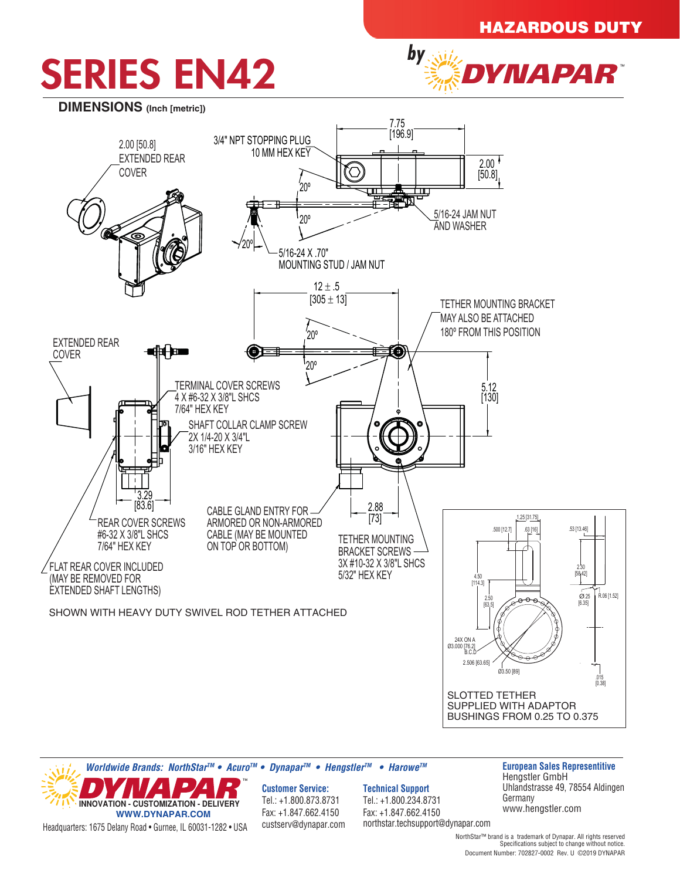HAZARDOUS DUTY

# SERIES EN42

by DYNAPAR

## DIMENSIONS (Inch [metric])

2.00 [50.8]
EXTENDED REAR
COVER

3/4" NPT STOPPING PLUG
10 MM HEX KEY

7.75
[196.9]

2.00
[50.8]

20º

20º

20º

5/16-24 JAM NUT
AND WASHER

5/16-24 X .70"
MOUNTING STUD / JAM NUT

12 ± .5
[305 ± 13]

TETHER MOUNTING BRACKET
MAY ALSO BE ATTACHED
180º FROM THIS POSITION

EXTENDED REAR
COVER

20º

20º

TERMINAL COVER SCREWS
4 X #6-32 X 3/8"L SHCS
7/64" HEX KEY

SHAFT COLLAR CLAMP SCREW
2X 1/4-20 X 3/4"L
3/16" HEX KEY

5.12
[130]

3.29
[83.6]

REAR COVER SCREWS
#6-32 X 3/8"L SHCS
7/64" HEX KEY

FLAT REAR COVER INCLUDED
(MAY BE REMOVED FOR
EXTENDED SHAFT LENGTHS)

CABLE GLAND ENTRY FOR
ARMORED OR NON-ARMORED
CABLE (MAY BE MOUNTED
ON TOP OR BOTTOM)

2.88
[73]

TETHER MOUNTING
BRACKET SCREWS
3X #10-32 X 3/8"L SHCS
5/32" HEX KEY

SHOWN WITH HEAVY DUTY SWIVEL ROD TETHER ATTACHED

1.25 [31.75]
.500 [12.7]
.63 [16]
.53 [13.46]
4.50
[114.3]
2.30
[58.42]
2.50
[63.5]
Ø.25
[6.35]
R.06 [1.52]
24X ON A
Ø3.000 [76.2]
B.C.D
2.506 [63.65]
Ø3.50 [89]
.015
[0.38]

SLOTTED TETHER
SUPPLIED WITH ADAPTOR
BUSHINGS FROM 0.25 TO 0.375

*Worldwide Brands: NorthStar™ • Acuro™ • Dynapar™ • Hengstler™ • Harowe™*

DYNAPAR™
INNOVATION - CUSTOMIZATION - DELIVERY
WWW.DYNAPAR.COM
Headquarters: 1675 Delany Road • Gurnee, IL 60031-1282 • USA

**Customer Service:**
Tel.: +1.800.873.8731
Fax: +1.847.662.4150
custserv@dynapar.com

**Technical Support**
Tel.: +1.800.234.8731
Fax: +1.847.662.4150
northstar.techsupport@dynapar.com

**European Sales Representitive**
Hengstler GmbH
Uhlandstrasse 49, 78554 Aldingen
Germany
www.hengstler.com

NorthStar™ brand is a trademark of Dynapar. All rights reserved
Specifications subject to change without notice.
Document Number: 702827-0002 Rev. U ©2019 DYNAPAR